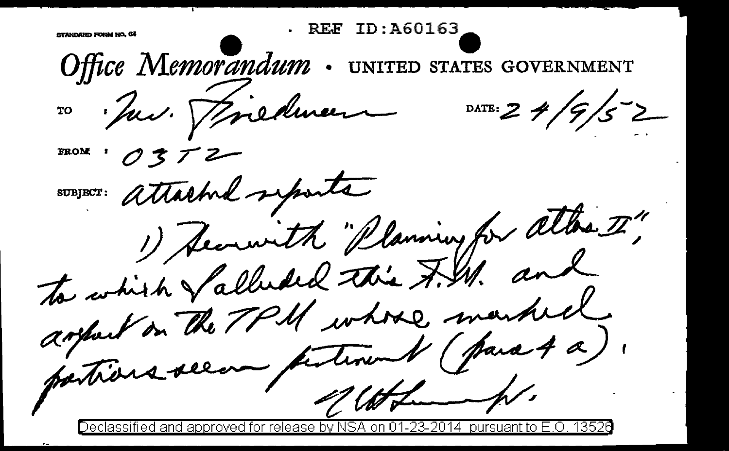STANDARD FORM NO. 64

REF ID:A60163

# Office Memorandum · UNITED STATES GOVERNMENT

TO : Mr. Friedman

DATE: 24/9/52

FROM : 03TZ

SUBJECT: attached reports

1) Herewith "Planning for Atlas II", to which I alluded this A.M. and report on the TPM whose marked portions seem pertinent (para 4 a).

[signature]

Declassified and approved for release by NSA on 01-23-2014 pursuant to E.O. 13526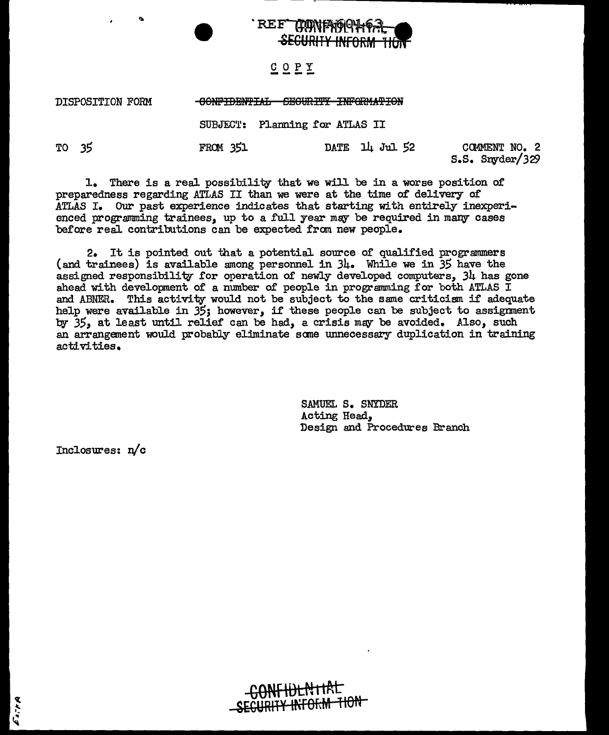REF ID:A60163

CONFIDENTIAL SECURITY INFORMATION

COPY

DISPOSITION FORM ~~CONFIDENTIAL SECURITY INFORMATION~~

SUBJECT: Planning for ATLAS II

TO 35 FROM 351 DATE 14 Jul 52 COMMENT NO. 2
S.S. Snyder/329

1. There is a real possibility that we will be in a worse position of preparedness regarding ATLAS II than we were at the time of delivery of ATLAS I. Our past experience indicates that starting with entirely inexperienced programming trainees, up to a full year may be required in many cases before real contributions can be expected from new people.

2. It is pointed out that a potential source of qualified programmers (and trainees) is available among personnel in 34. While we in 35 have the assigned responsibility for operation of newly developed computers, 34 has gone ahead with development of a number of people in programming for both ATLAS I and ABNER. This activity would not be subject to the same criticism if adequate help were available in 35; however, if these people can be subject to assignment by 35, at least until relief can be had, a crisis may be avoided. Also, such an arrangement would probably eliminate some unnecessary duplication in training activities.

SAMUEL S. SNYDER
Acting Head,
Design and Procedures Branch

Inclosures: n/c

CONFIDENTIAL
SECURITY INFORMATION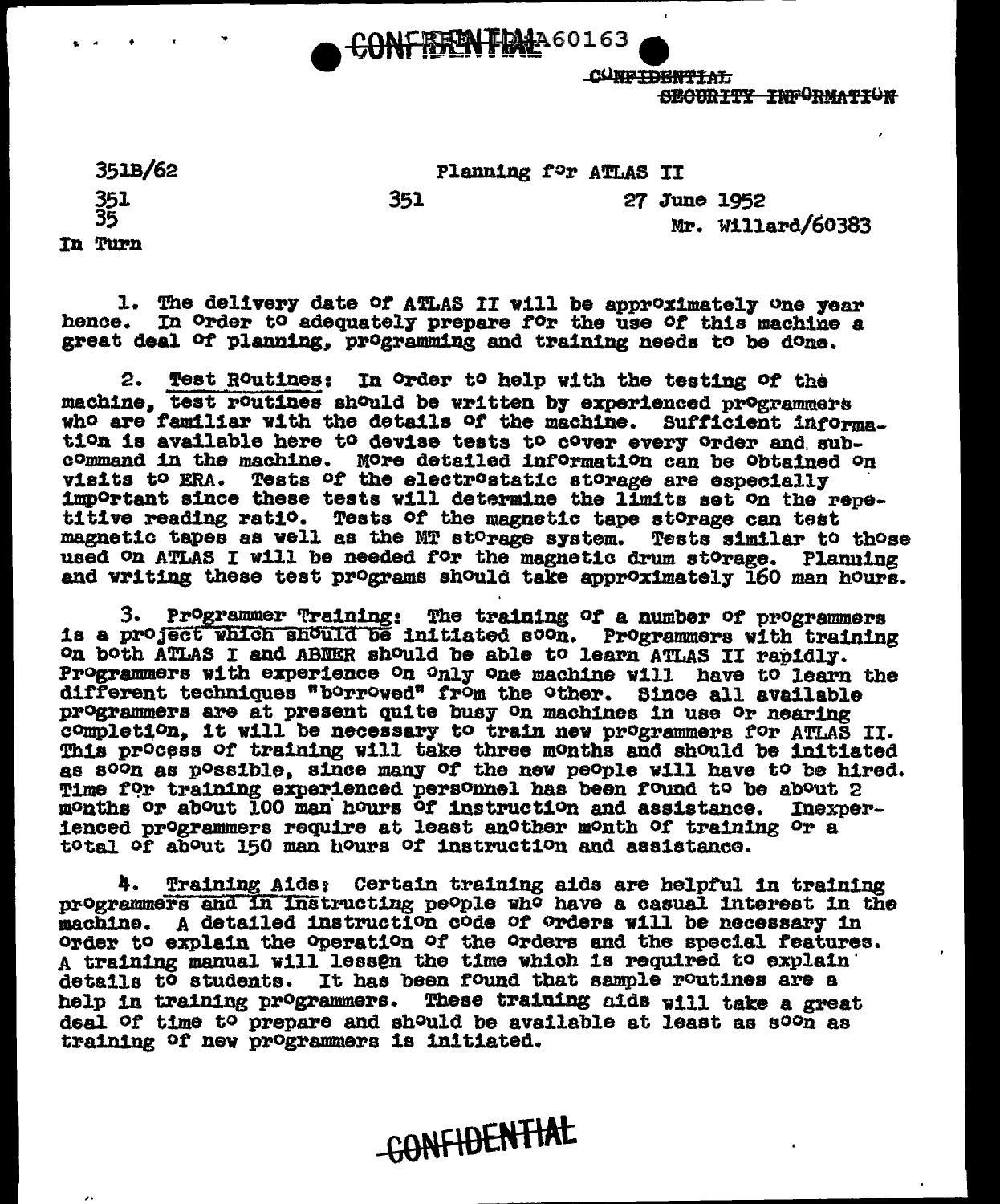CONFIDENTIAL

~~CONFIDENTIAL~~
~~SECURITY INFORMATION~~

351B/62 Planning for ATLAS II

351 351 27 June 1952
35 Mr. Willard/60383
In Turn

1. The delivery date of ATLAS II will be approximately one year hence. In order to adequately prepare for the use of this machine a great deal of planning, programming and training needs to be done.

2. Test Routines: In order to help with the testing of the machine, test routines should be written by experienced programmers who are familiar with the details of the machine. Sufficient information is available here to devise tests to cover every order and subcommand in the machine. More detailed information can be obtained on visits to ERA. Tests of the electrostatic storage are especially important since these tests will determine the limits set on the repetitive reading ratio. Tests of the magnetic tape storage can test magnetic tapes as well as the MT storage system. Tests similar to those used on ATLAS I will be needed for the magnetic drum storage. Planning and writing these test programs should take approximately 160 man hours.

3. Programmer Training: The training of a number of programmers is a project which should be initiated soon. Programmers with training on both ATLAS I and ABNER should be able to learn ATLAS II rapidly. Programmers with experience on only one machine will have to learn the different techniques "borrowed" from the other. Since all available programmers are at present quite busy on machines in use or nearing completion, it will be necessary to train new programmers for ATLAS II. This process of training will take three months and should be initiated as soon as possible, since many of the new people will have to be hired. Time for training experienced personnel has been found to be about 2 months or about 100 man hours of instruction and assistance. Inexperienced programmers require at least another month of training or a total of about 150 man hours of instruction and assistance.

4. Training Aids: Certain training aids are helpful in training programmers and in instructing people who have a casual interest in the machine. A detailed instruction code of orders will be necessary in order to explain the operation of the orders and the special features. A training manual will lessen the time which is required to explain details to students. It has been found that sample routines are a help in training programmers. These training aids will take a great deal of time to prepare and should be available at least as soon as training of new programmers is initiated.

CONFIDENTIAL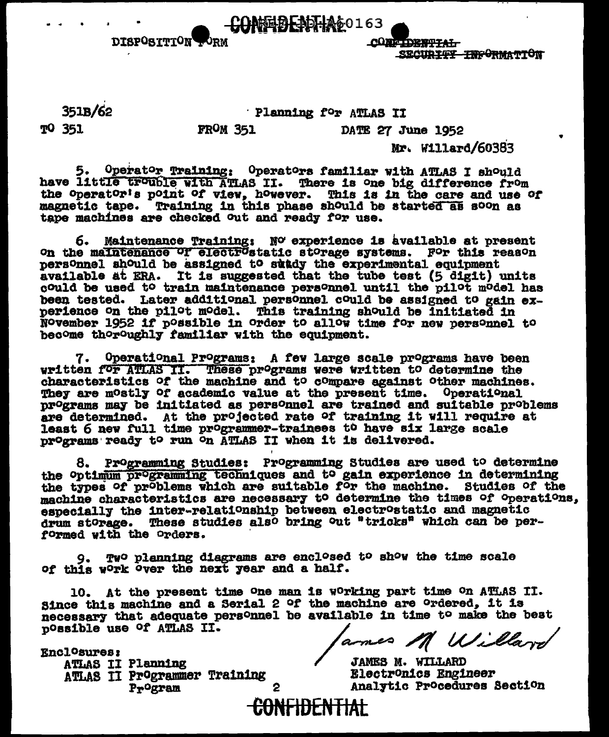CONFIDENTIAL

DISPOSITION FORM

CONFIDENTIAL
~~SECURITY INFORMATION~~

351B/62 Planning for ATLAS II

TO 351 FROM 351 DATE 27 June 1952

Mr. Willard/60383

5. Operator Training: Operators familiar with ATLAS I should have little trouble with ATLAS II. There is one big difference from the operator's point of view, however. This is in the care and use of magnetic tape. Training in this phase should be started as soon as tape machines are checked out and ready for use.

6. Maintenance Training: No experience is available at present on the maintenance of electrostatic storage systems. For this reason personnel should be assigned to study the experimental equipment available at ERA. It is suggested that the tube test (5 digit) units could be used to train maintenance personnel until the pilot model has been tested. Later additional personnel could be assigned to gain experience on the pilot model. This training should be initiated in November 1952 if possible in order to allow time for new personnel to become thoroughly familiar with the equipment.

7. Operational Programs: A few large scale programs have been written for ATLAS II. These programs were written to determine the characteristics of the machine and to compare against other machines. They are mostly of academic value at the present time. Operational programs may be initiated as personnel are trained and suitable problems are determined. At the projected rate of training it will require at least 6 new full time programmer-trainees to have six large scale programs ready to run on ATLAS II when it is delivered.

8. Programming Studies: Programming Studies are used to determine the optimum programming techniques and to gain experience in determining the types of problems which are suitable for the machine. Studies of the machine characteristics are necessary to determine the times of operations, especially the inter-relationship between electrostatic and magnetic drum storage. These studies also bring out "tricks" which can be performed with the orders.

9. Two planning diagrams are enclosed to show the time scale of this work over the next year and a half.

10. At the present time one man is working part time on ATLAS II. Since this machine and a Serial 2 of the machine are ordered, it is necessary that adequate personnel be available in time to make the best possible use of ATLAS II.

*James M. Willard*

JAMES M. WILLARD
Electronics Engineer
Analytic Procedures Section

Enclosures:
ATLAS II Planning
ATLAS II Programmer Training Program

CONFIDENTIAL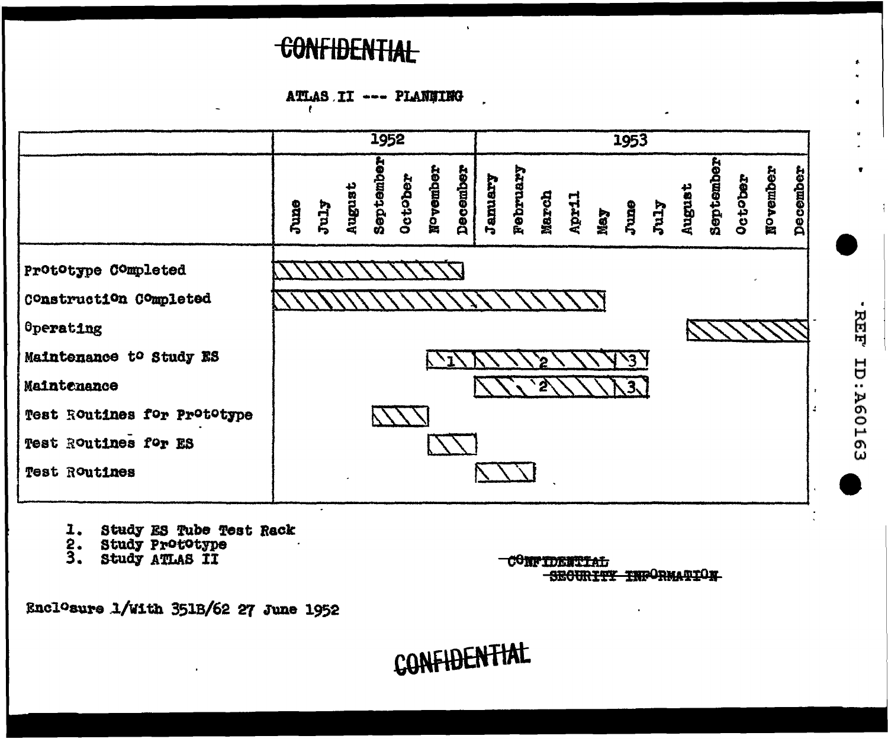~~CONFIDENTIAL~~

# ATLAS II --- PLANNING

| | 1952 | | | | | | | 1953 | | | | | | | | | | | | |
|---|---|---|---|---|---|---|---|---|---|---|---|---|---|---|---|---|---|---|---|---|
| | June | July | August | September | October | November | December | January | February | March | April | May | June | July | August | September | October | November | December |
| Prototype Completed | X | X | X | X | X | X | X | | | | | | | | | | | | |
| Construction Completed | X | X | X | X | X | X | X | X | X | X | X | X | | | | | | | |
| Operating | | | | | | | | | | | | | | | X | X | X | X | X |
| Maintenance to Study ES | | | | | | 1 | 1 | 2 | 2 | 2 | 2 | 2 | 3 | 3 | | | | | |
| Maintenance | | | | | | | | 2 | 2 | 2 | 2 | 2 | 3 | 3 | | | | | |
| Test Routines for Prototype | | | | X | X | | | | | | | | | | | | | | |
| Test Routines for ES | | | | | | X | X | | | | | | | | | | | | |
| Test Routines | | | | | | | | X | X | | | | | | | | | | |

1. Study ES Tube Test Rack
2. Study Prototype
3. Study ATLAS II

~~CONFIDENTIAL~~
~~SECURITY INFORMATION~~

Enclosure 1/With 351B/62 27 June 1952

CONFIDENTIAL

REF ID:A60163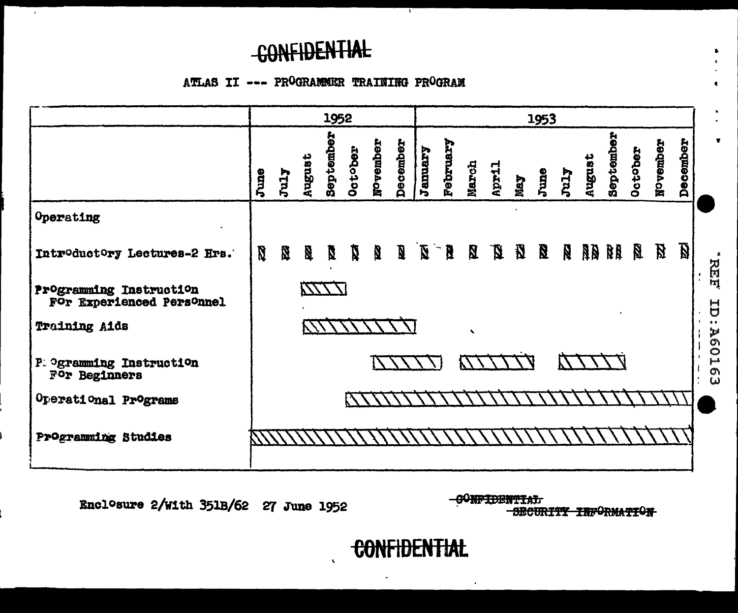~~CONFIDENTIAL~~

ATLAS II --- PROGRAMMER TRAINING PROGRAM

1952

1953

June
July
August
September
October
November
December
January
February
March
April
May
June
July
August
September
October
November
December

Operating

Introductory Lectures-2 Hrs.

Programming Instruction For Experienced Personnel

Training Aids

Programming Instruction For Beginners

Operational Programs

Programming Studies

REF ID:A60163

Enclosure 2/With 351B/62 27 June 1952

~~CONFIDENTIAL~~
~~SECURITY INFORMATION~~

~~CONFIDENTIAL~~